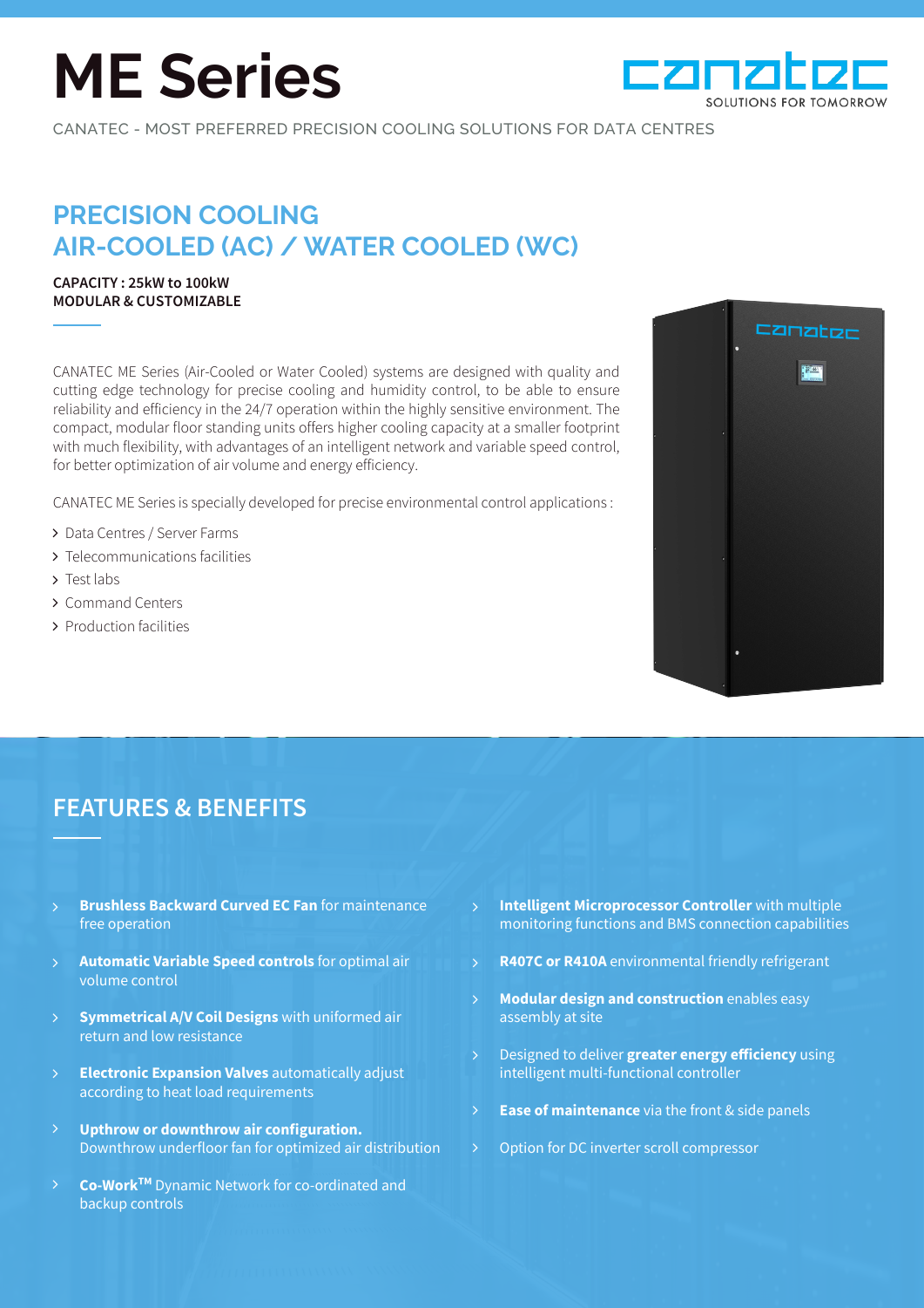# ME Series

CANATEC - MOST PREFERRED PRECISION COOLING SOLUTIONS FOR DATA CENTRES

## PRECISION COOLING
## AIR-COOLED (AC) / WATER COOLED (WC)

**CAPACITY : 25kW to 100kW**
**MODULAR & CUSTOMIZABLE**

CANATEC ME Series (Air-Cooled or Water Cooled) systems are designed with quality and cutting edge technology for precise cooling and humidity control, to be able to ensure reliability and efficiency in the 24/7 operation within the highly sensitive environment. The compact, modular floor standing units offers higher cooling capacity at a smaller footprint with much flexibility, with advantages of an intelligent network and variable speed control, for better optimization of air volume and energy efficiency.

CANATEC ME Series is specially developed for precise environmental control applications :

- Data Centres / Server Farms
- Telecommunications facilities
- Test labs
- Command Centers
- Production facilities

## FEATURES & BENEFITS

- **Brushless Backward Curved EC Fan** for maintenance free operation
- **Automatic Variable Speed controls** for optimal air volume control
- **Symmetrical A/V Coil Designs** with uniformed air return and low resistance
- **Electronic Expansion Valves** automatically adjust according to heat load requirements
- **Upthrow or downthrow air configuration.** Downthrow underfloor fan for optimized air distribution
- **Co-Work™** Dynamic Network for co-ordinated and backup controls
- **Intelligent Microprocessor Controller** with multiple monitoring functions and BMS connection capabilities
- **R407C or R410A** environmental friendly refrigerant
- **Modular design and construction** enables easy assembly at site
- Designed to deliver **greater energy efficiency** using intelligent multi-functional controller
- **Ease of maintenance** via the front & side panels
- Option for DC inverter scroll compressor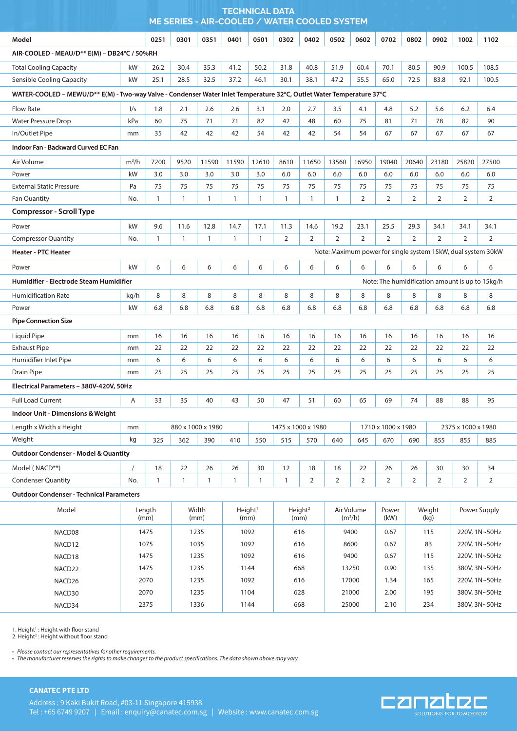# TECHNICAL DATA
## ME SERIES - AIR-COOLED / WATER COOLED SYSTEM

| Model | | 0251 | 0301 | 0351 | 0401 | 0501 | 0302 | 0402 | 0502 | 0602 | 0702 | 0802 | 0902 | 1002 | 1102 |
|---|---|---|---|---|---|---|---|---|---|---|---|---|---|---|---|
| **AIR-COOLED - MEAU/D** E(M) – DB24°C / 50%RH** | | | | | | | | | | | | | | | |
| Total Cooling Capacity | kW | 26.2 | 30.4 | 35.3 | 41.2 | 50.2 | 31.8 | 40.8 | 51.9 | 60.4 | 70.1 | 80.5 | 90.9 | 100.5 | 108.5 |
| Sensible Cooling Capacity | kW | 25.1 | 28.5 | 32.5 | 37.2 | 46.1 | 30.1 | 38.1 | 47.2 | 55.5 | 65.0 | 72.5 | 83.8 | 92.1 | 100.5 |
| **WATER-COOLED – MEWU/D** E(M) - Two-way Valve - Condenser Water Inlet Temperature 32°C, Outlet Water Temperature 37°C** | | | | | | | | | | | | | | | |
| Flow Rate | l/s | 1.8 | 2.1 | 2.6 | 2.6 | 3.1 | 2.0 | 2.7 | 3.5 | 4.1 | 4.8 | 5.2 | 5.6 | 6.2 | 6.4 |
| Water Pressure Drop | kPa | 60 | 75 | 71 | 71 | 82 | 42 | 48 | 60 | 75 | 81 | 71 | 78 | 82 | 90 |
| In/Outlet Pipe | mm | 35 | 42 | 42 | 42 | 54 | 42 | 42 | 54 | 54 | 67 | 67 | 67 | 67 | 67 |
| **Indoor Fan - Backward Curved EC Fan** | | | | | | | | | | | | | | | |
| Air Volume | $m^3/h$ | 7200 | 9520 | 11590 | 11590 | 12610 | 8610 | 11650 | 13560 | 16950 | 19040 | 20640 | 23180 | 25820 | 27500 |
| Power | kW | 3.0 | 3.0 | 3.0 | 3.0 | 3.0 | 6.0 | 6.0 | 6.0 | 6.0 | 6.0 | 6.0 | 6.0 | 6.0 | 6.0 |
| External Static Pressure | Pa | 75 | 75 | 75 | 75 | 75 | 75 | 75 | 75 | 75 | 75 | 75 | 75 | 75 | 75 |
| Fan Quantity | No. | 1 | 1 | 1 | 1 | 1 | 1 | 1 | 1 | 2 | 2 | 2 | 2 | 2 | 2 |
| **Compressor - Scroll Type** | | | | | | | | | | | | | | | |
| Power | kW | 9.6 | 11.6 | 12.8 | 14.7 | 17.1 | 11.3 | 14.6 | 19.2 | 23.1 | 25.5 | 29.3 | 34.1 | 34.1 | 34.1 |
| Compressor Quantity | No. | 1 | 1 | 1 | 1 | 1 | 2 | 2 | 2 | 2 | 2 | 2 | 2 | 2 | 2 |
| **Heater - PTC Heater** (Note: Maximum power for single system 15kW, dual system 30kW) | | | | | | | | | | | | | | | |
| Power | kW | 6 | 6 | 6 | 6 | 6 | 6 | 6 | 6 | 6 | 6 | 6 | 6 | 6 | 6 |
| **Humidifier - Electrode Steam Humidifier** (Note: The humidification amount is up to 15kg/h) | | | | | | | | | | | | | | | |
| Humidification Rate | kg/h | 8 | 8 | 8 | 8 | 8 | 8 | 8 | 8 | 8 | 8 | 8 | 8 | 8 | 8 |
| Power | kW | 6.8 | 6.8 | 6.8 | 6.8 | 6.8 | 6.8 | 6.8 | 6.8 | 6.8 | 6.8 | 6.8 | 6.8 | 6.8 | 6.8 |
| **Pipe Connection Size** | | | | | | | | | | | | | | | |
| Liquid Pipe | mm | 16 | 16 | 16 | 16 | 16 | 16 | 16 | 16 | 16 | 16 | 16 | 16 | 16 | 16 |
| Exhaust Pipe | mm | 22 | 22 | 22 | 22 | 22 | 22 | 22 | 22 | 22 | 22 | 22 | 22 | 22 | 22 |
| Humidifier Inlet Pipe | mm | 6 | 6 | 6 | 6 | 6 | 6 | 6 | 6 | 6 | 6 | 6 | 6 | 6 | 6 |
| Drain Pipe | mm | 25 | 25 | 25 | 25 | 25 | 25 | 25 | 25 | 25 | 25 | 25 | 25 | 25 | 25 |
| **Electrical Parameters – 380V-420V, 50Hz** | | | | | | | | | | | | | | | |
| Full Load Current | A | 33 | 35 | 40 | 43 | 50 | 47 | 51 | 60 | 65 | 69 | 74 | 88 | 88 | 95 |
| **Indoor Unit - Dimensions & Weight** | | | | | | | | | | | | | | | |
| Length x Width x Height | mm | 880 x 1000 x 1980 | | | | 1475 x 1000 x 1980 | | | | 1710 x 1000 x 1980 | | | 2375 x 1000 x 1980 | | |
| Weight | kg | 325 | 362 | 390 | 410 | 550 | 515 | 570 | 640 | 645 | 670 | 690 | 855 | 855 | 885 |
| **Outdoor Condenser - Model & Quantity** | | | | | | | | | | | | | | | |
| Model ( NACD**) | / | 18 | 22 | 26 | 26 | 30 | 12 | 18 | 18 | 22 | 26 | 26 | 30 | 30 | 34 |
| Condenser Quantity | No. | 1 | 1 | 1 | 1 | 1 | 1 | 2 | 2 | 2 | 2 | 2 | 2 | 2 | 2 |

**Outdoor Condenser - Technical Parameters**

| Model | Length (mm) | Width (mm) | Height[1] (mm) | Height[2] (mm) | Air Volume ($m^3/h$) | Power (kW) | Weight (kg) | Power Supply |
|---|---|---|---|---|---|---|---|---|
| NACD08 | 1475 | 1235 | 1092 | 616 | 9400 | 0.67 | 115 | 220V, 1N~50Hz |
| NACD12 | 1075 | 1035 | 1092 | 616 | 8600 | 0.67 | 83 | 220V, 1N~50Hz |
| NACD18 | 1475 | 1235 | 1092 | 616 | 9400 | 0.67 | 115 | 220V, 1N~50Hz |
| NACD22 | 1475 | 1235 | 1144 | 668 | 13250 | 0.90 | 135 | 380V, 3N~50Hz |
| NACD26 | 2070 | 1235 | 1092 | 616 | 17000 | 1.34 | 165 | 220V, 1N~50Hz |
| NACD30 | 2070 | 1235 | 1104 | 628 | 21000 | 2.00 | 195 | 380V, 3N~50Hz |
| NACD34 | 2375 | 1336 | 1144 | 668 | 25000 | 2.10 | 234 | 380V, 3N~50Hz |

1. Height[1] : Height with floor stand
2. Height[2] : Height without floor stand

- *Please contact our representatives for other requirements.*
- *The manufacturer reserves the rights to make changes to the product specifications. The data shown above may vary.*

**CANATEC PTE LTD**

Address : 9 Kaki Bukit Road, #03-11 Singapore 415938
Tel : +65 6749 9207 | Email : enquiry@canatec.com.sg | Website : www.canatec.com.sg

canatec
SOLUTIONS FOR TOMORROW